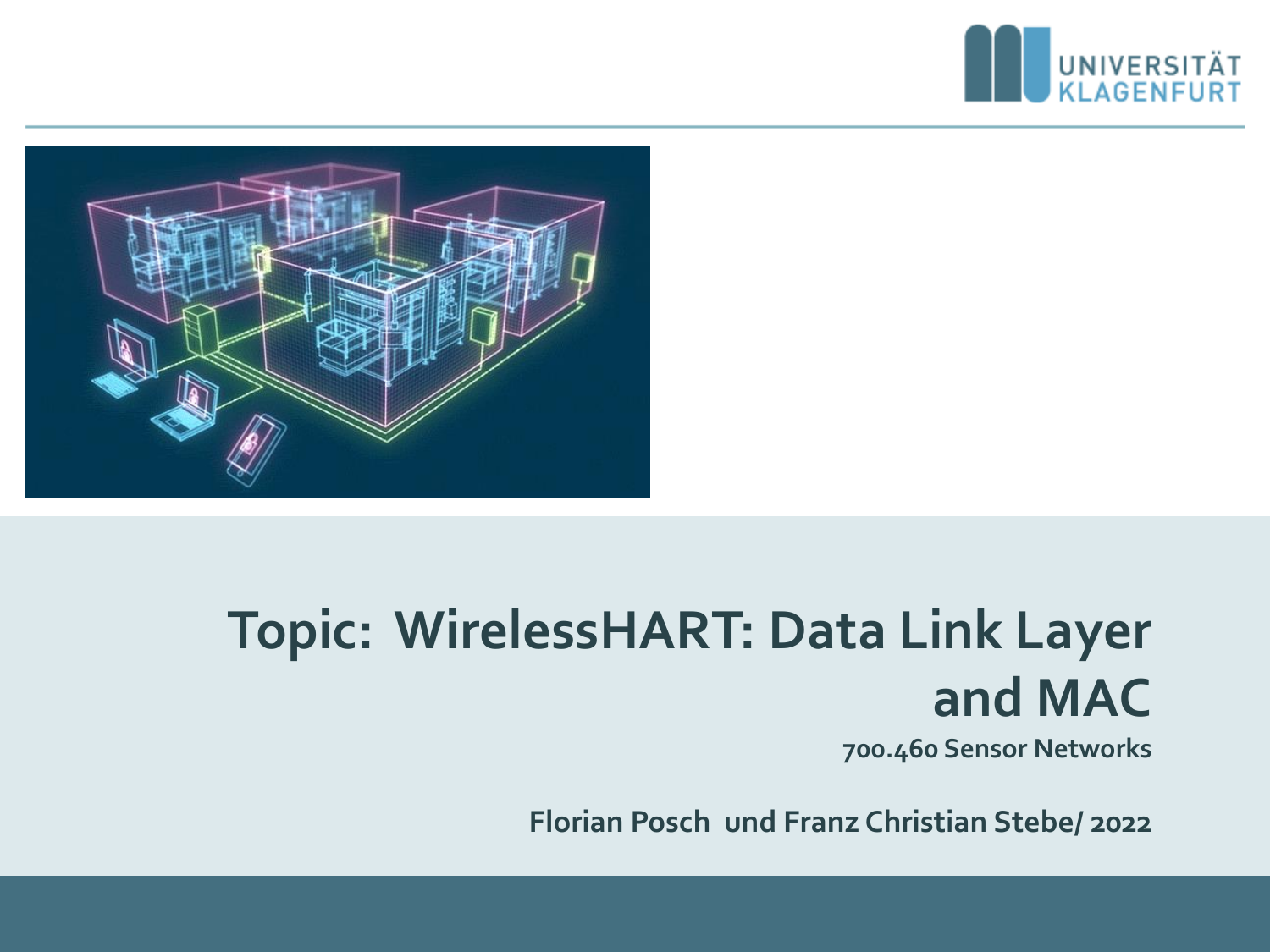# Topic: WirelessHART: Data Link Layer and MAC

700.460 Sensor Networks

Florian Posch und Franz Christian Stebe/ 2022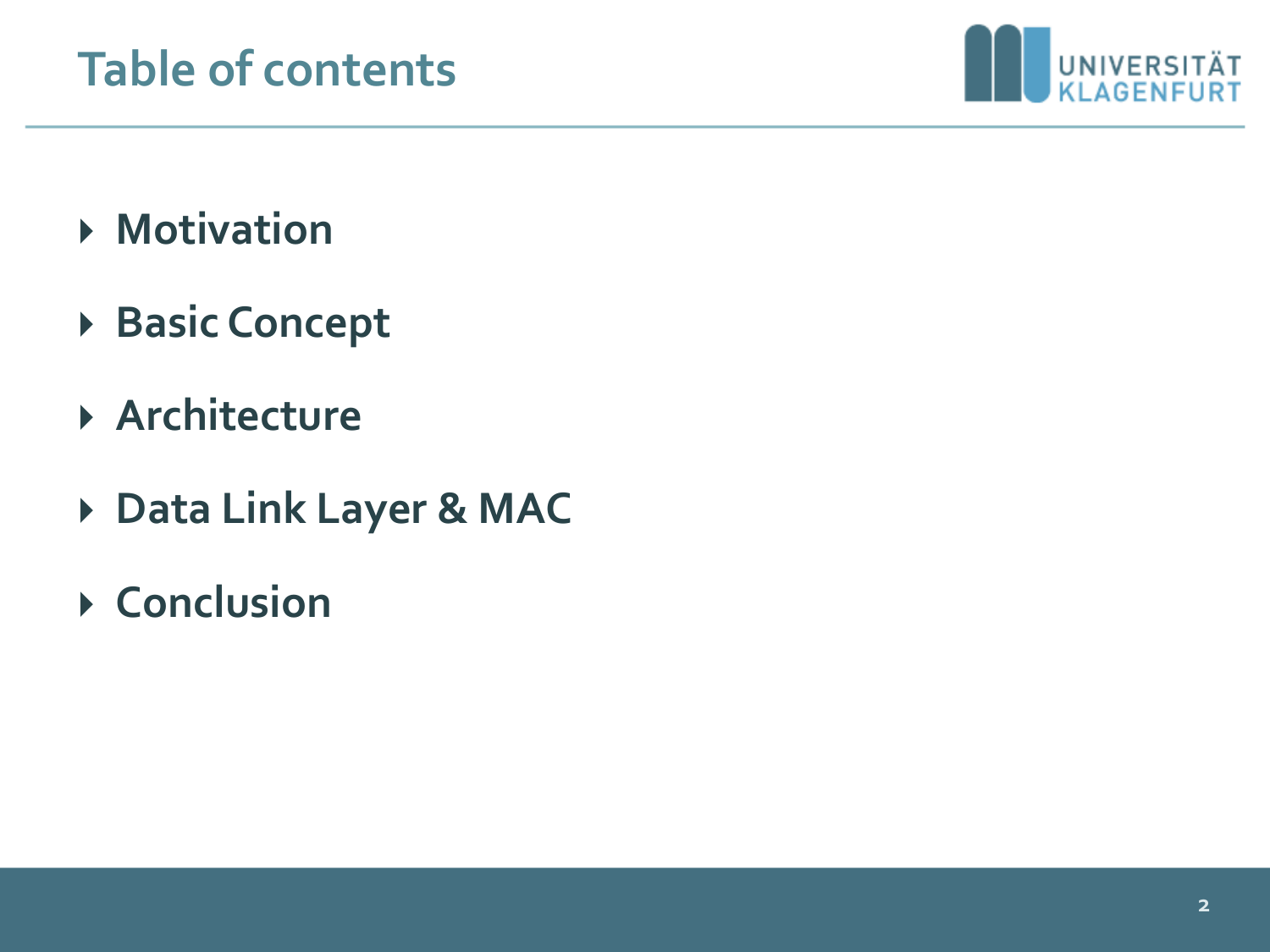# Table of contents

- Motivation
- Basic Concept
- Architecture
- Data Link Layer & MAC
- Conclusion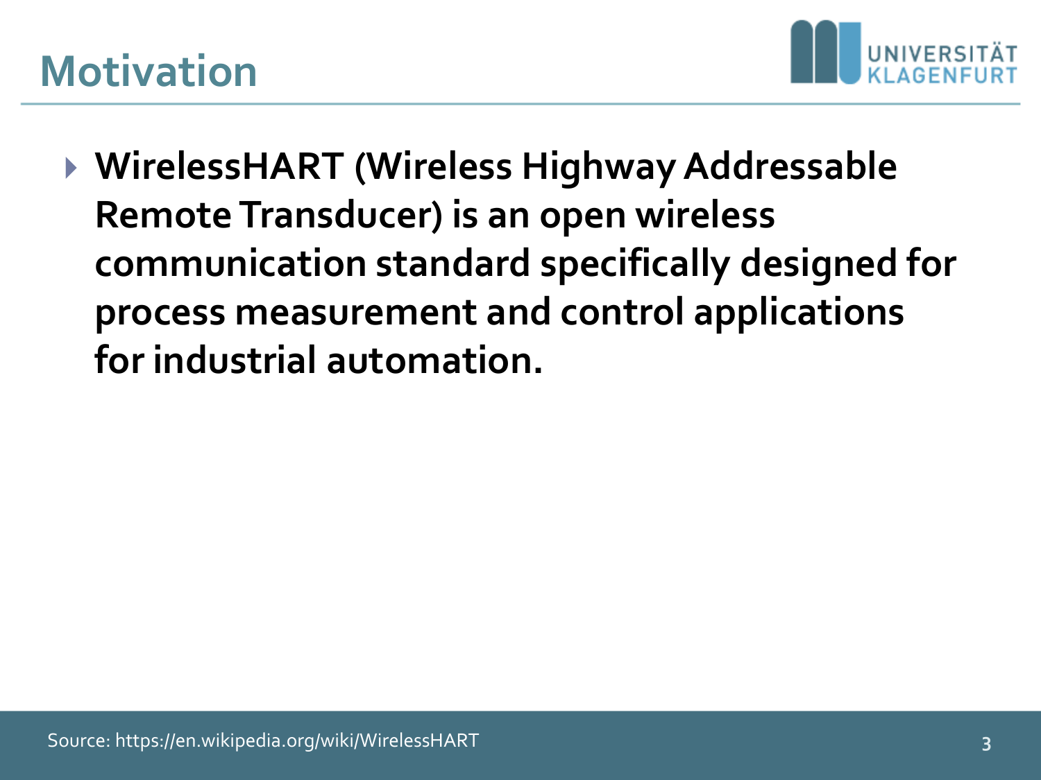# Motivation

- **WirelessHART (Wireless Highway Addressable Remote Transducer) is an open wireless communication standard specifically designed for process measurement and control applications for industrial automation.**

Source: https://en.wikipedia.org/wiki/WirelessHART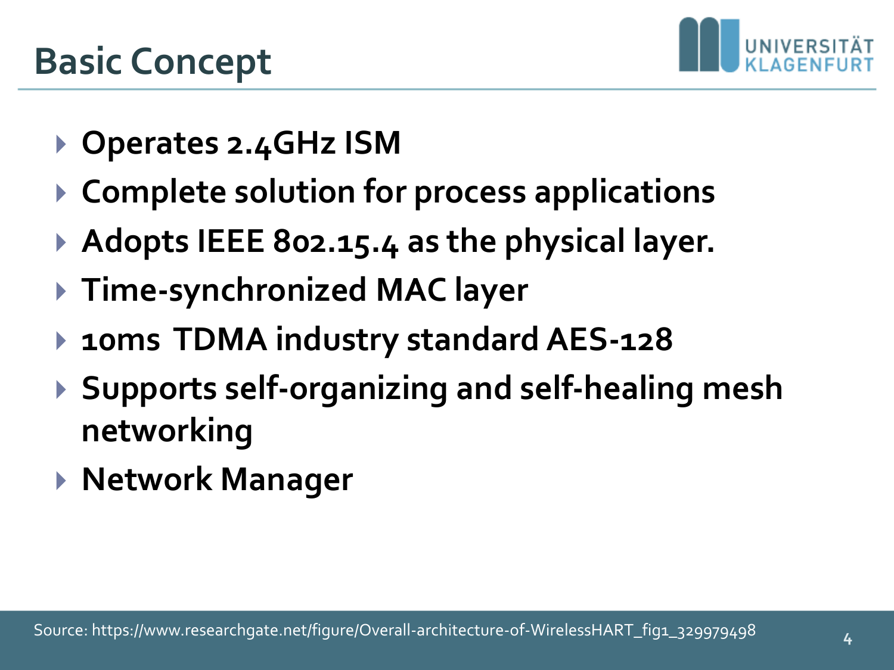# Basic Concept

- Operates 2.4GHz ISM
- Complete solution for process applications
- Adopts IEEE 802.15.4 as the physical layer.
- Time-synchronized MAC layer
- 10ms TDMA industry standard AES-128
- Supports self-organizing and self-healing mesh networking
- Network Manager

Source: https://www.researchgate.net/figure/Overall-architecture-of-WirelessHART_fig1_329979498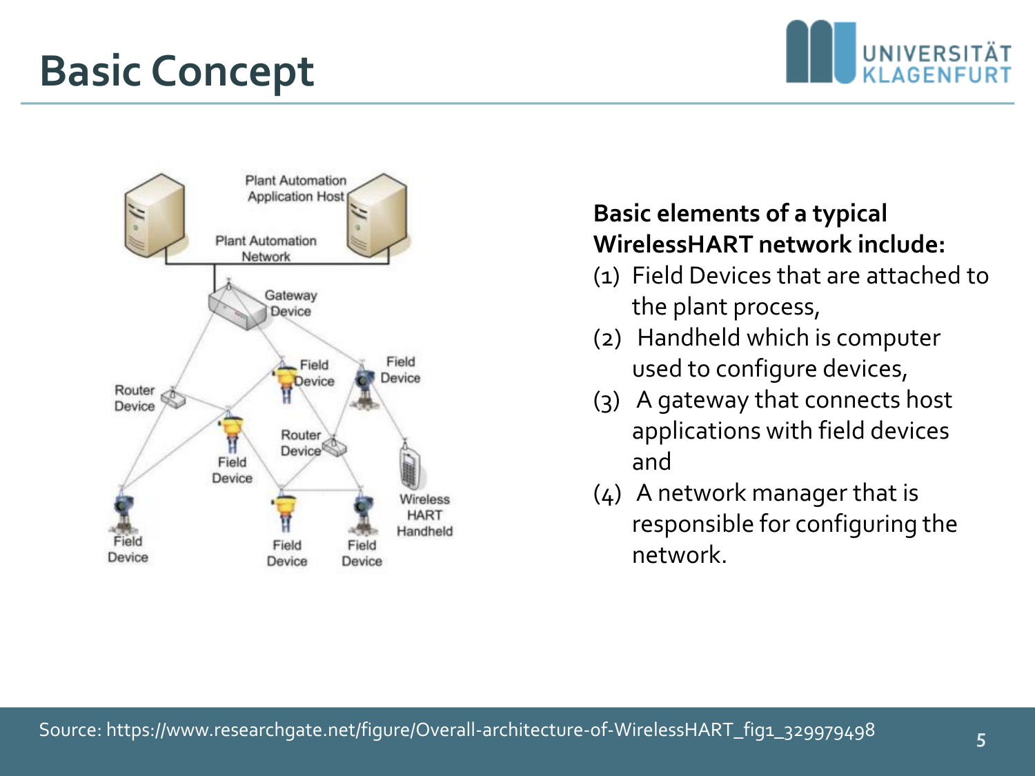# Basic Concept

**Basic elements of a typical WirelessHART network include:**

(1) Field Devices that are attached to the plant process,

(2) Handheld which is computer used to configure devices,

(3) A gateway that connects host applications with field devices and

(4) A network manager that is responsible for configuring the network.

Source: https://www.researchgate.net/figure/Overall-architecture-of-WirelessHART_fig1_329979498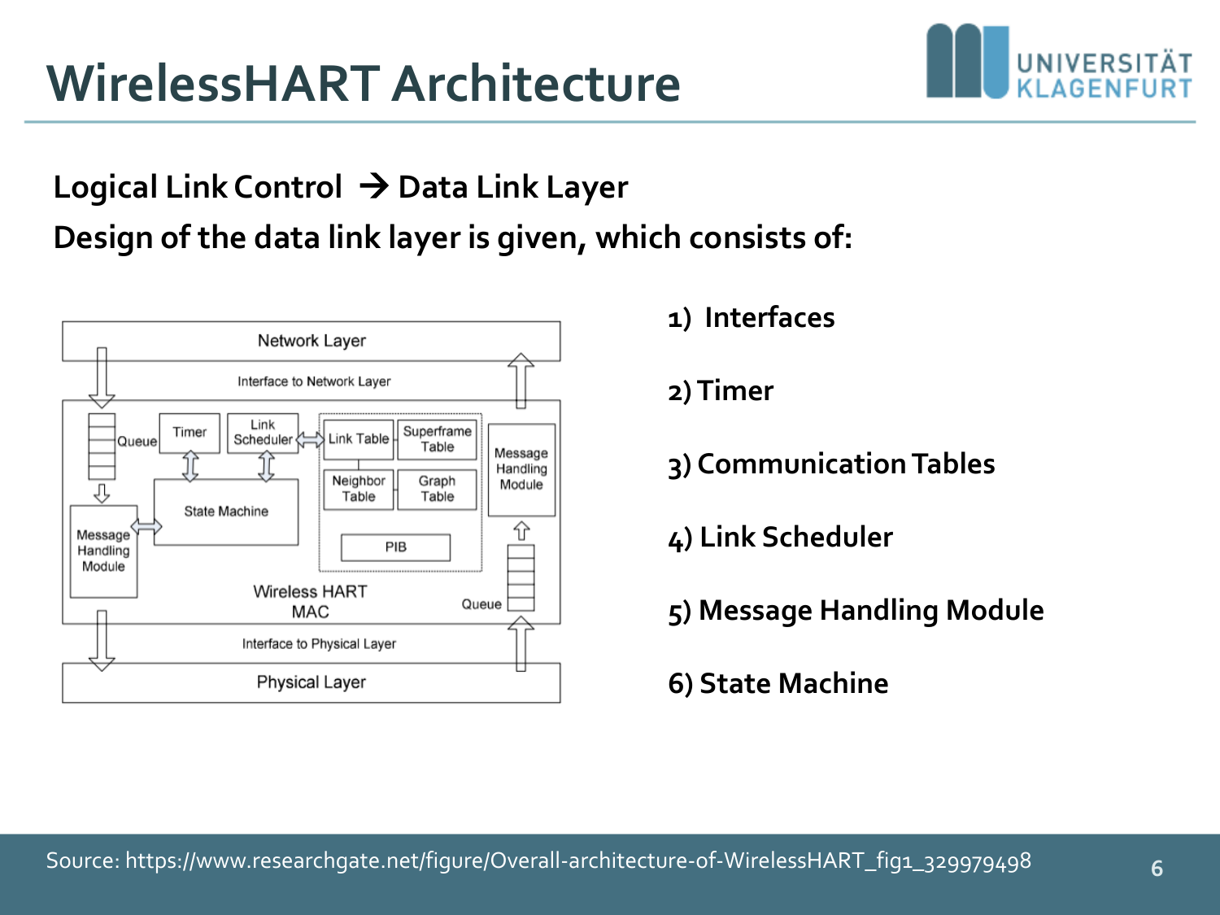# WirelessHART Architecture

**Logical Link Control → Data Link Layer**

**Design of the data link layer is given, which consists of:**

1) Interfaces
2) Timer
3) Communication Tables
4) Link Scheduler
5) Message Handling Module
6) State Machine

Source: https://www.researchgate.net/figure/Overall-architecture-of-WirelessHART_fig1_329979498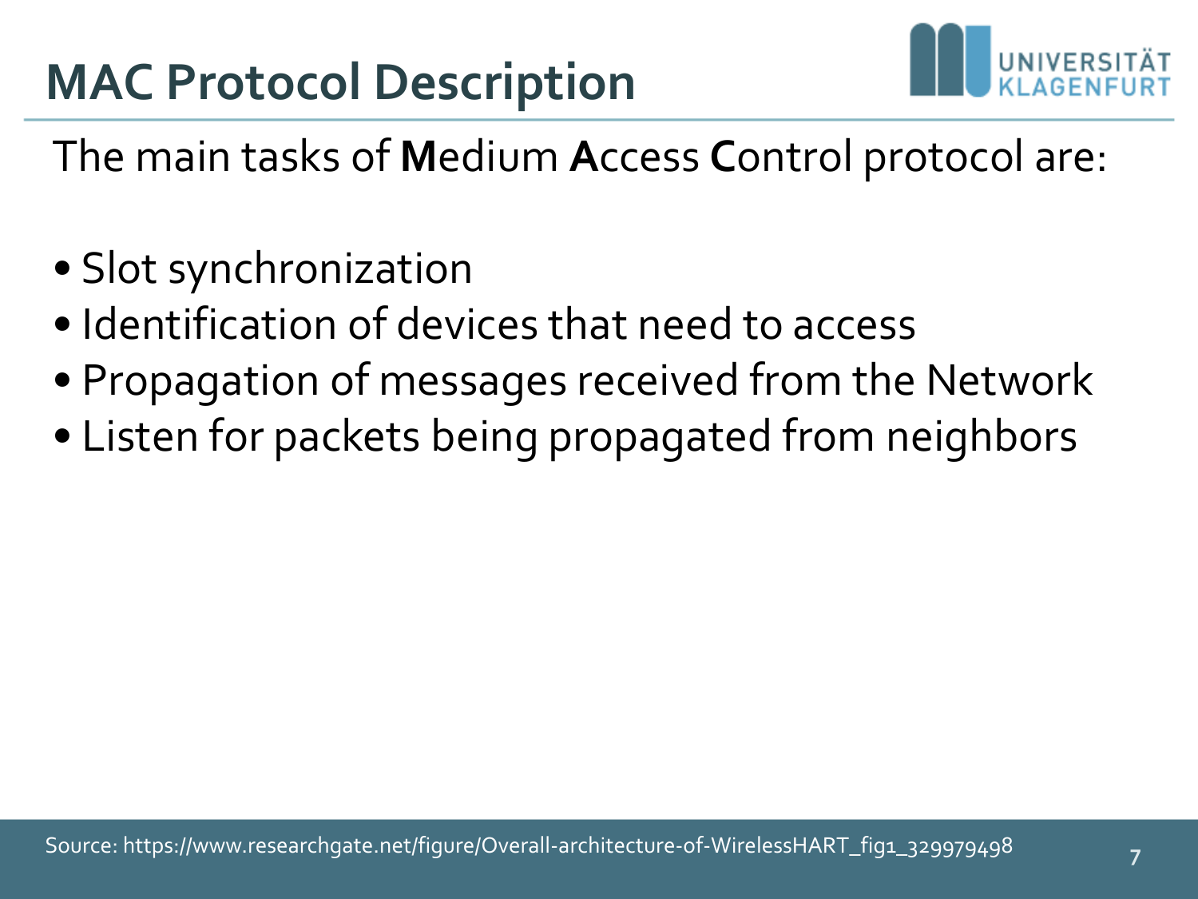# MAC Protocol Description

The main tasks of **M**edium **A**ccess **C**ontrol protocol are:

- Slot synchronization
- Identification of devices that need to access
- Propagation of messages received from the Network
- Listen for packets being propagated from neighbors

Source: https://www.researchgate.net/figure/Overall-architecture-of-WirelessHART_fig1_329979498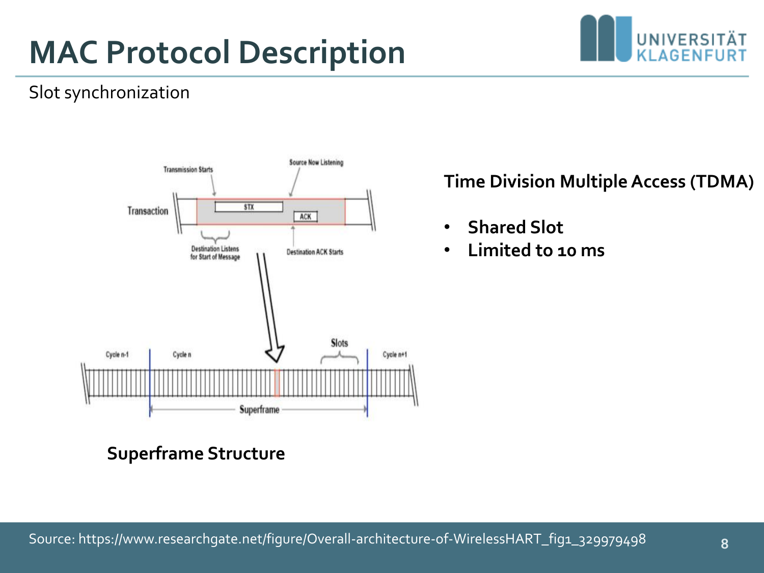# MAC Protocol Description

Slot synchronization

Superframe Structure

**Time Division Multiple Access (TDMA)**

- **Shared Slot**
- **Limited to 10 ms**

Source: https://www.researchgate.net/figure/Overall-architecture-of-WirelessHART_fig1_329979498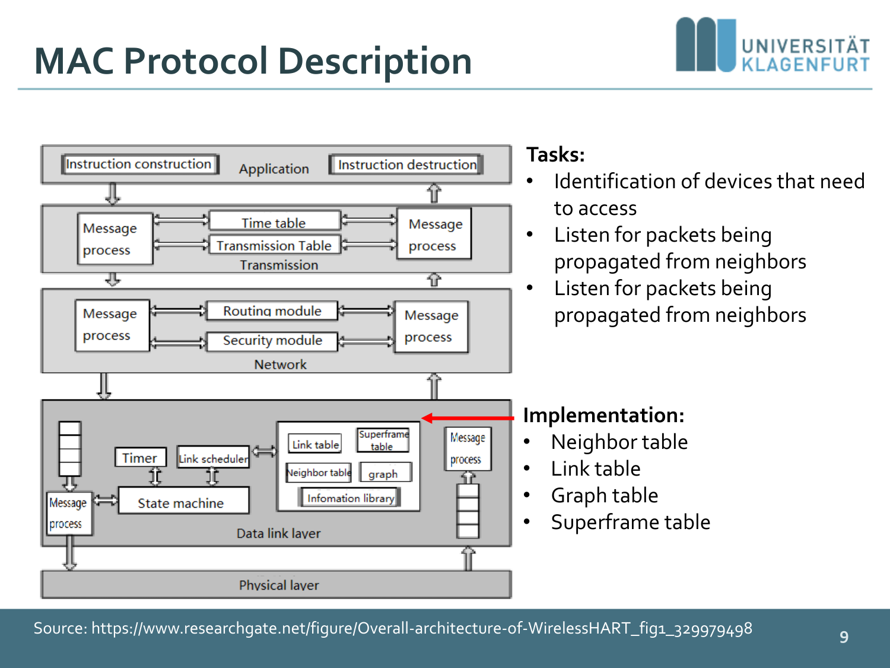# MAC Protocol Description

**Tasks:**

- Identification of devices that need to access
- Listen for packets being propagated from neighbors
- Listen for packets being propagated from neighbors

**Implementation:**

- Neighbor table
- Link table
- Graph table
- Superframe table

Source: https://www.researchgate.net/figure/Overall-architecture-of-WirelessHART_fig1_329979498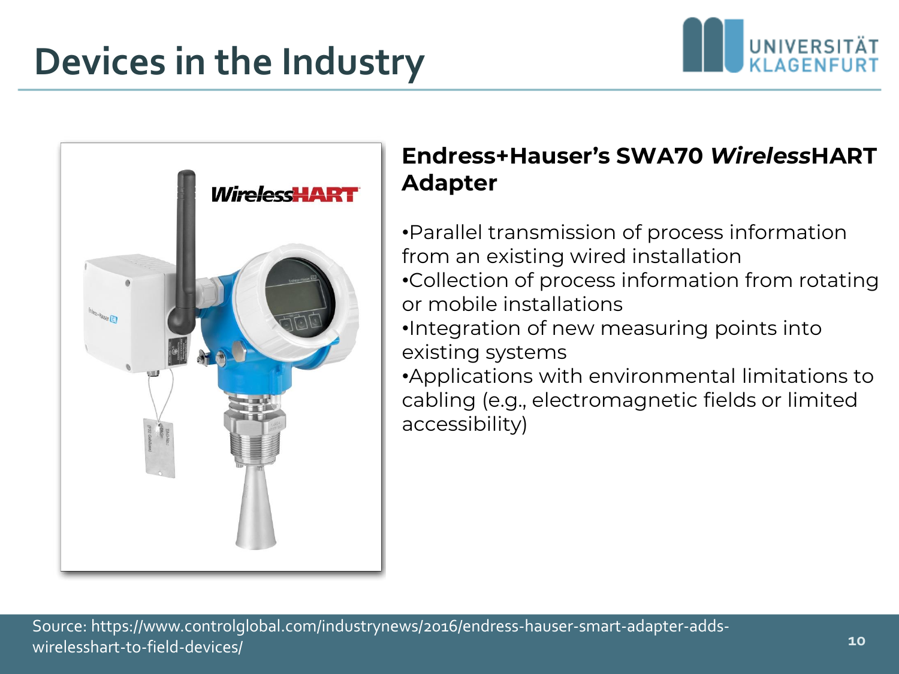# Devices in the Industry

## Endress+Hauser's SWA70 *Wireless*HART Adapter

- Parallel transmission of process information from an existing wired installation
- Collection of process information from rotating or mobile installations
- Integration of new measuring points into existing systems
- Applications with environmental limitations to cabling (e.g., electromagnetic fields or limited accessibility)

Source: https://www.controlglobal.com/industrynews/2016/endress-hauser-smart-adapter-adds-wirelesshart-to-field-devices/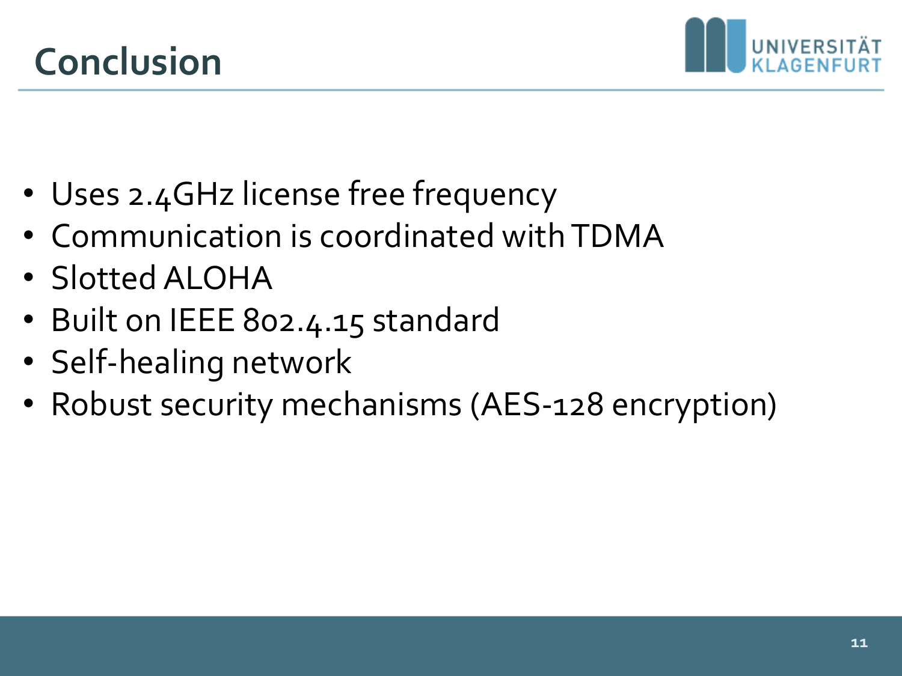# Conclusion

- Uses 2.4GHz license free frequency
- Communication is coordinated with TDMA
- Slotted ALOHA
- Built on IEEE 802.4.15 standard
- Self-healing network
- Robust security mechanisms (AES-128 encryption)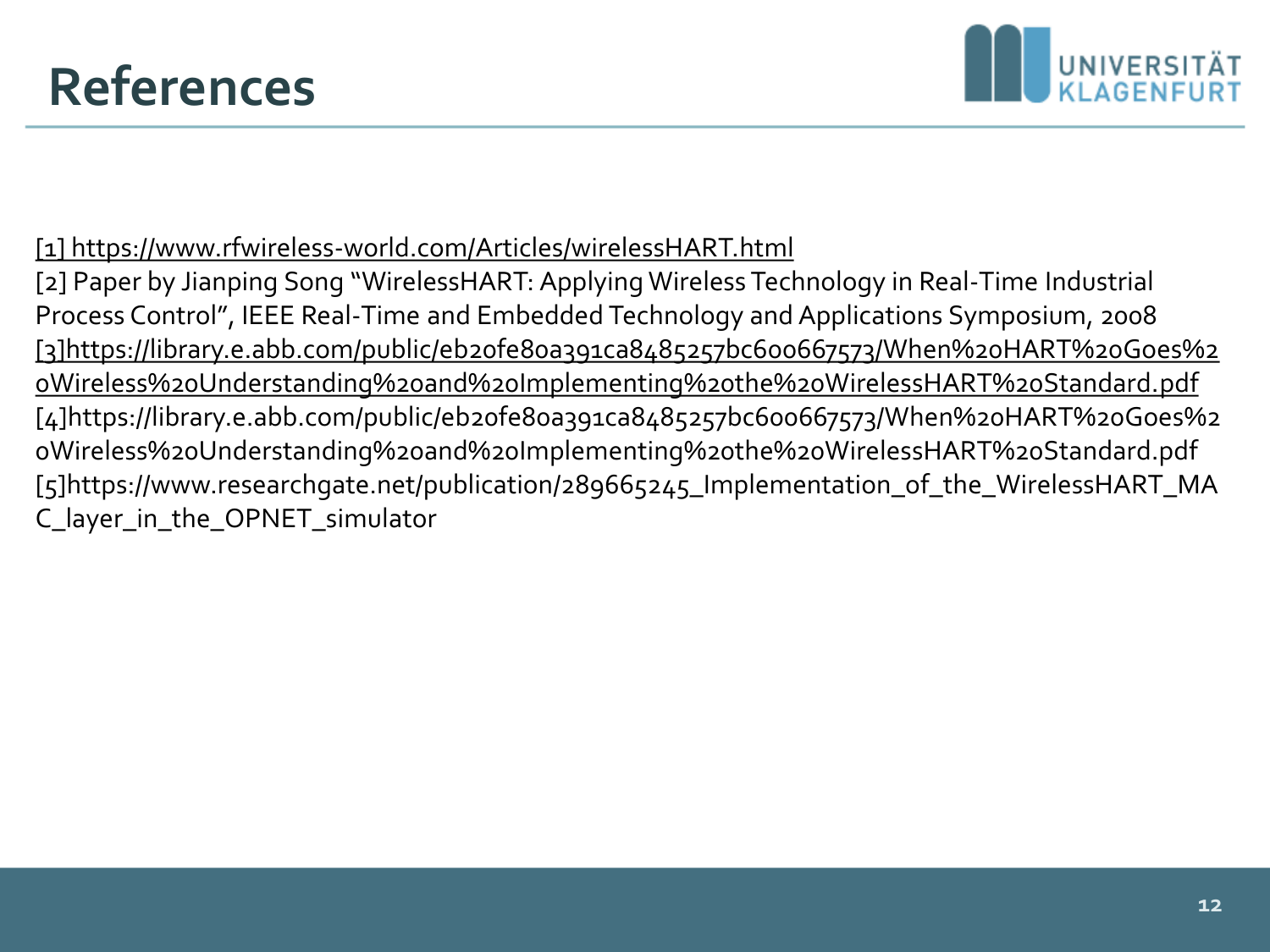# References

[1] https://www.rfwireless-world.com/Articles/wirelessHART.html

[2] Paper by Jianping Song "WirelessHART: Applying Wireless Technology in Real-Time Industrial Process Control", IEEE Real-Time and Embedded Technology and Applications Symposium, 2008

[3]https://library.e.abb.com/public/eb20fe80a391ca8485257bc600667573/When%20HART%20Goes%20Wireless%20Understanding%20and%20Implementing%20the%20WirelessHART%20Standard.pdf

[4]https://library.e.abb.com/public/eb20fe80a391ca8485257bc600667573/When%20HART%20Goes%20Wireless%20Understanding%20and%20Implementing%20the%20WirelessHART%20Standard.pdf

[5]https://www.researchgate.net/publication/289665245_Implementation_of_the_WirelessHART_MAC_layer_in_the_OPNET_simulator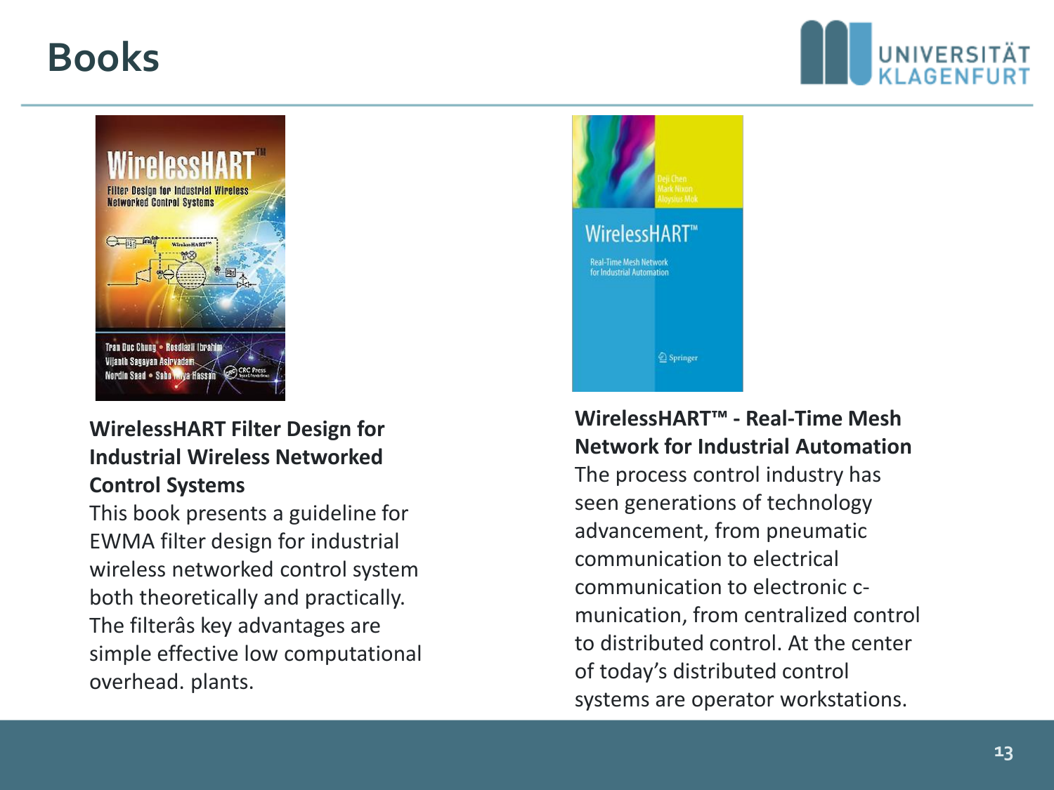# Books

**WirelessHART Filter Design for Industrial Wireless Networked Control Systems**

This book presents a guideline for EWMA filter design for industrial wireless networked control system both theoretically and practically. The filterâs key advantages are simple effective low computational overhead. plants.

**WirelessHART™ - Real-Time Mesh Network for Industrial Automation**

The process control industry has seen generations of technology advancement, from pneumatic communication to electrical communication to electronic c-munication, from centralized control to distributed control. At the center of today's distributed control systems are operator workstations.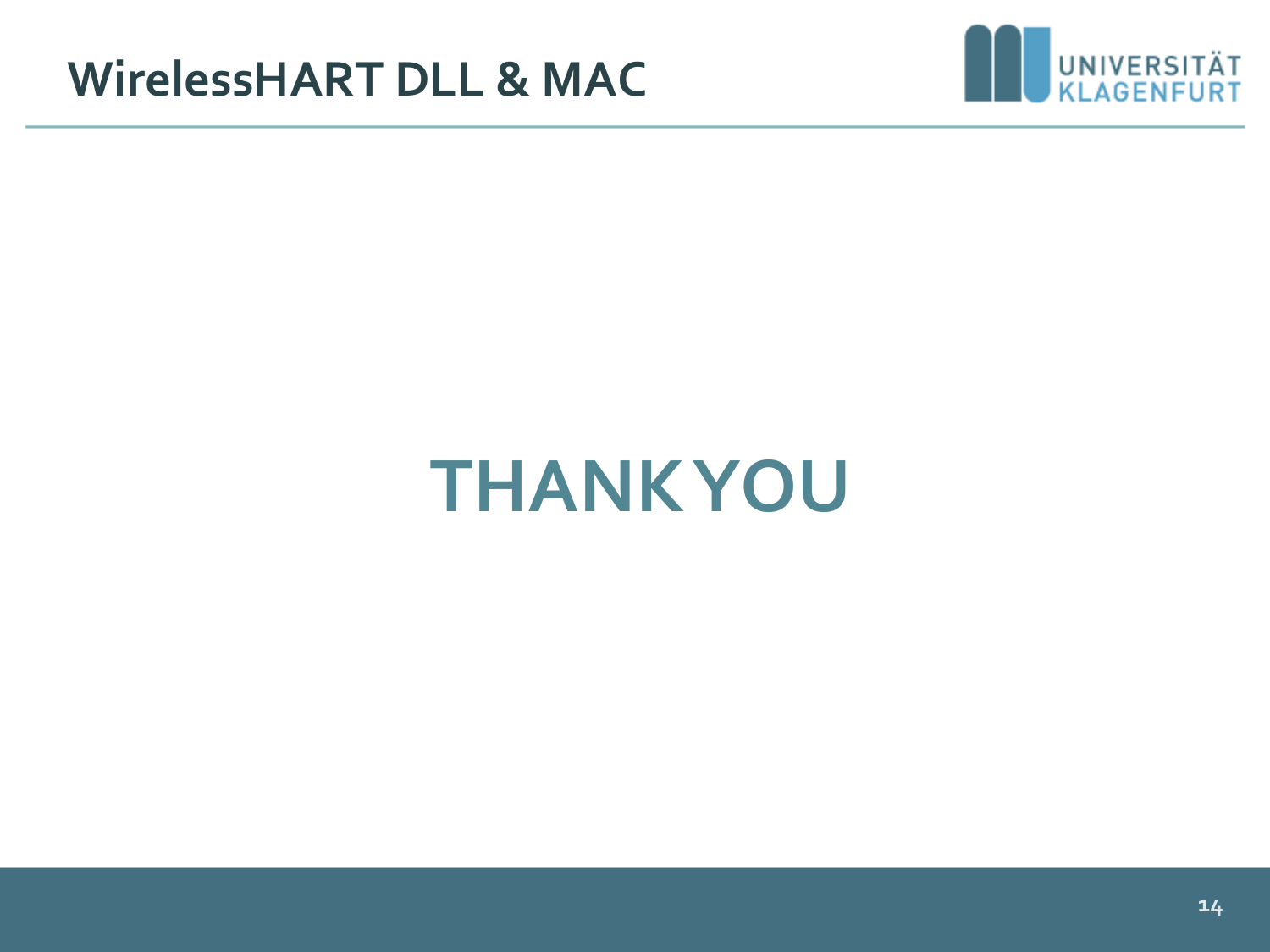# WirelessHART DLL & MAC

## THANK YOU